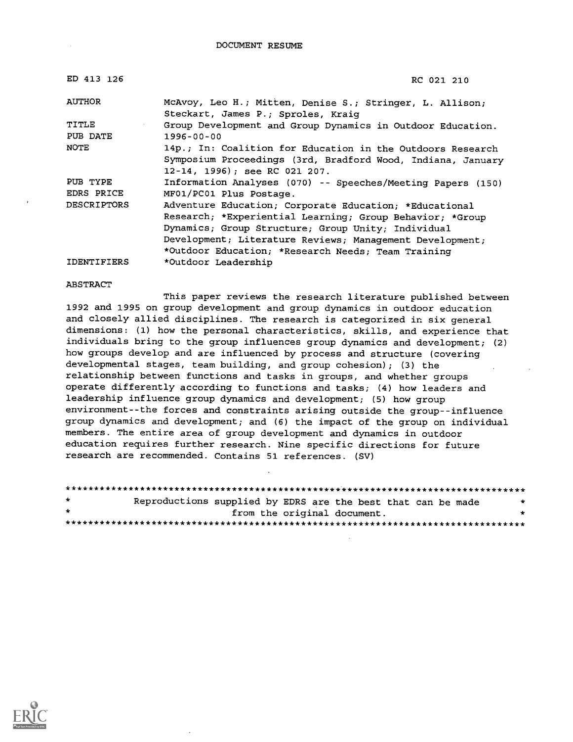# DOCUMENT RESUME

| | |
|---|---|
| ED 413 126 | RC 021 210 |
| AUTHOR | McAvoy, Leo H.; Mitten, Denise S.; Stringer, L. Allison; Steckart, James P.; Sproles, Kraig |
| TITLE | Group Development and Group Dynamics in Outdoor Education. |
| PUB DATE | 1996-00-00 |
| NOTE | 14p.; In: Coalition for Education in the Outdoors Research Symposium Proceedings (3rd, Bradford Wood, Indiana, January 12-14, 1996); see RC 021 207. |
| PUB TYPE | Information Analyses (070) -- Speeches/Meeting Papers (150) |
| EDRS PRICE | MF01/PC01 Plus Postage. |
| DESCRIPTORS | Adventure Education; Corporate Education; *Educational Research; *Experiential Learning; Group Behavior; *Group Dynamics; Group Structure; Group Unity; Individual Development; Literature Reviews; Management Development; *Outdoor Education; *Research Needs; Team Training |
| IDENTIFIERS | *Outdoor Leadership |

ABSTRACT

This paper reviews the research literature published between 1992 and 1995 on group development and group dynamics in outdoor education and closely allied disciplines. The research is categorized in six general dimensions: (1) how the personal characteristics, skills, and experience that individuals bring to the group influences group dynamics and development; (2) how groups develop and are influenced by process and structure (covering developmental stages, team building, and group cohesion); (3) the relationship between functions and tasks in groups, and whether groups operate differently according to functions and tasks; (4) how leaders and leadership influence group dynamics and development; (5) how group environment--the forces and constraints arising outside the group--influence group dynamics and development; and (6) the impact of the group on individual members. The entire area of group development and dynamics in outdoor education requires further research. Nine specific directions for future research are recommended. Contains 51 references. (SV)

********************************************************************************
* Reproductions supplied by EDRS are the best that can be made *
* from the original document. *
********************************************************************************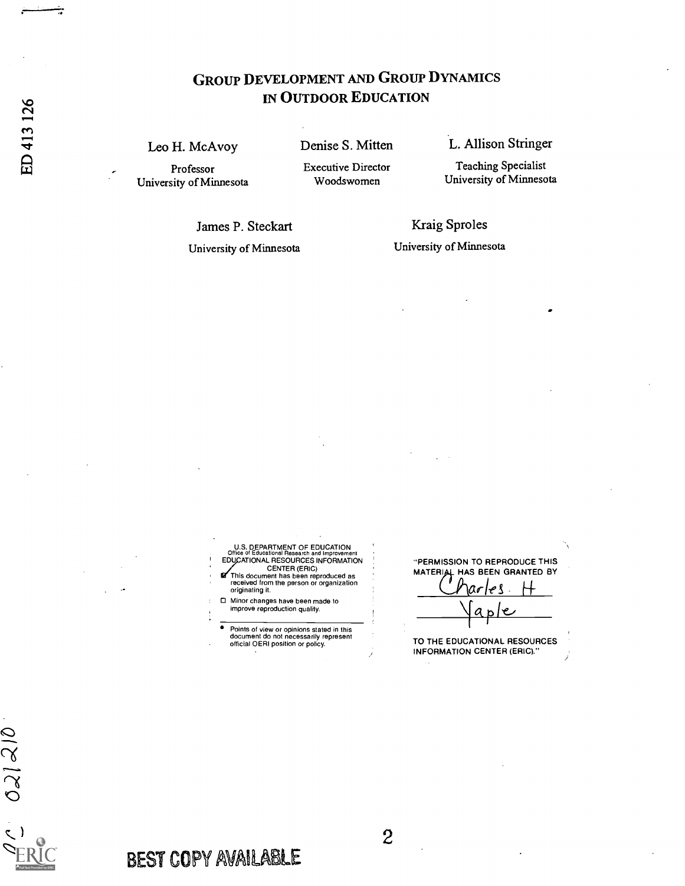# Group Development and Group Dynamics in Outdoor Education

Leo H. McAvoy
Professor
University of Minnesota

Denise S. Mitten
Executive Director
Woodswomen

L. Allison Stringer
Teaching Specialist
University of Minnesota

James P. Steckart
University of Minnesota

Kraig Sproles
University of Minnesota

U.S. DEPARTMENT OF EDUCATION
Office of Educational Research and Improvement
EDUCATIONAL RESOURCES INFORMATION CENTER (ERIC)

- This document has been reproduced as received from the person or organization originating it.
- Minor changes have been made to improve reproduction quality.
- Points of view or opinions stated in this document do not necessarily represent official OERI position or policy.

"PERMISSION TO REPRODUCE THIS MATERIAL HAS BEEN GRANTED BY

Charles H Yaple

TO THE EDUCATIONAL RESOURCES INFORMATION CENTER (ERIC)."

BEST COPY AVAILABLE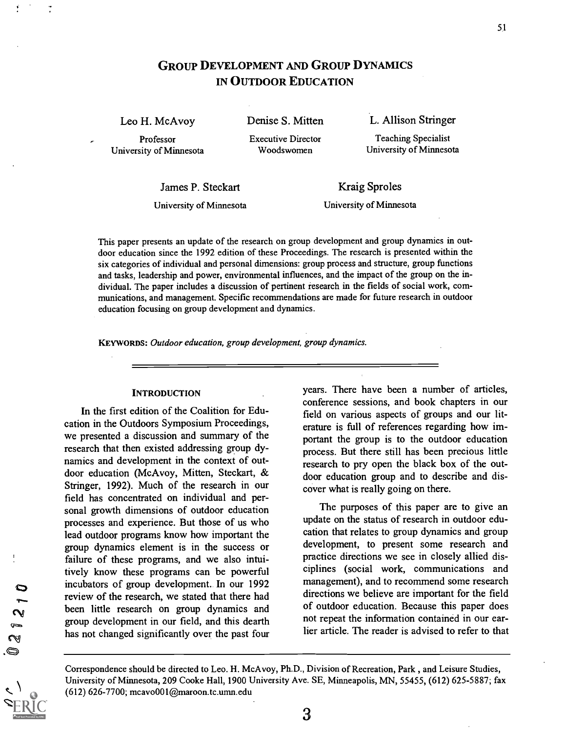# Group Development and Group Dynamics in Outdoor Education

Leo H. McAvoy
Professor
University of Minnesota

Denise S. Mitten
Executive Director
Woodswomen

L. Allison Stringer
Teaching Specialist
University of Minnesota

James P. Steckart
University of Minnesota

Kraig Sproles
University of Minnesota

This paper presents an update of the research on group development and group dynamics in outdoor education since the 1992 edition of these Proceedings. The research is presented within the six categories of individual and personal dimensions: group process and structure, group functions and tasks, leadership and power, environmental influences, and the impact of the group on the individual. The paper includes a discussion of pertinent research in the fields of social work, communications, and management. Specific recommendations are made for future research in outdoor education focusing on group development and dynamics.

**KEYWORDS:** *Outdoor education, group development, group dynamics.*

## Introduction

In the first edition of the Coalition for Education in the Outdoors Symposium Proceedings, we presented a discussion and summary of the research that then existed addressing group dynamics and development in the context of outdoor education (McAvoy, Mitten, Steckart, & Stringer, 1992). Much of the research in our field has concentrated on individual and personal growth dimensions of outdoor education processes and experience. But those of us who lead outdoor programs know how important the group dynamics element is in the success or failure of these programs, and we also intuitively know these programs can be powerful incubators of group development. In our 1992 review of the research, we stated that there had been little research on group dynamics and group development in our field, and this dearth has not changed significantly over the past four years. There have been a number of articles, conference sessions, and book chapters in our field on various aspects of groups and our literature is full of references regarding how important the group is to the outdoor education process. But there still has been precious little research to pry open the black box of the outdoor education group and to describe and discover what is really going on there.

The purposes of this paper are to give an update on the status of research in outdoor education that relates to group dynamics and group development, to present some research and practice directions we see in closely allied disciplines (social work, communications and management), and to recommend some research directions we believe are important for the field of outdoor education. Because this paper does not repeat the information contained in our earlier article. The reader is advised to refer to that

Correspondence should be directed to Leo. H. McAvoy, Ph.D., Division of Recreation, Park , and Leisure Studies, University of Minnesota, 209 Cooke Hall, 1900 University Ave. SE, Minneapolis, MN, 55455, (612) 625-5887; fax (612) 626-7700; mcavo001@maroon.tc.umn.edu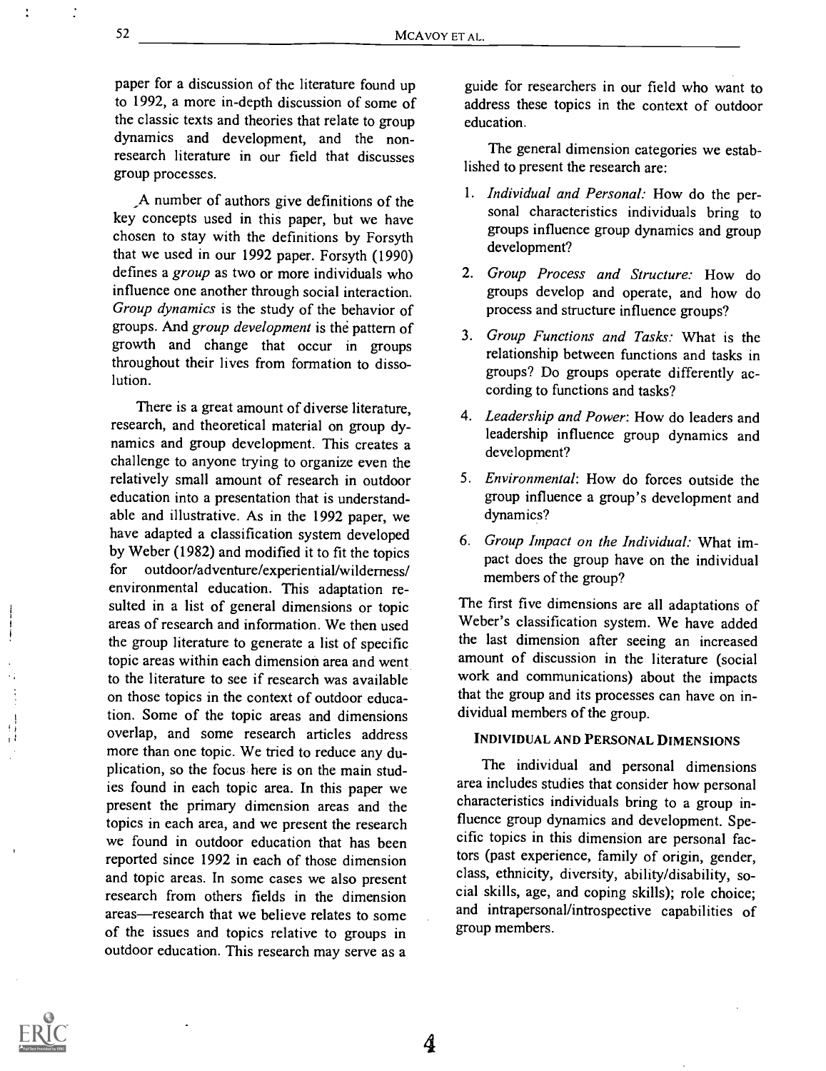paper for a discussion of the literature found up to 1992, a more in-depth discussion of some of the classic texts and theories that relate to group dynamics and development, and the non-research literature in our field that discusses group processes.

A number of authors give definitions of the key concepts used in this paper, but we have chosen to stay with the definitions by Forsyth that we used in our 1992 paper. Forsyth (1990) defines a *group* as two or more individuals who influence one another through social interaction. *Group dynamics* is the study of the behavior of groups. And *group development* is the pattern of growth and change that occur in groups throughout their lives from formation to dissolution.

There is a great amount of diverse literature, research, and theoretical material on group dynamics and group development. This creates a challenge to anyone trying to organize even the relatively small amount of research in outdoor education into a presentation that is understandable and illustrative. As in the 1992 paper, we have adapted a classification system developed by Weber (1982) and modified it to fit the topics for outdoor/adventure/experiential/wilderness/environmental education. This adaptation resulted in a list of general dimensions or topic areas of research and information. We then used the group literature to generate a list of specific topic areas within each dimension area and went to the literature to see if research was available on those topics in the context of outdoor education. Some of the topic areas and dimensions overlap, and some research articles address more than one topic. We tried to reduce any duplication, so the focus here is on the main studies found in each topic area. In this paper we present the primary dimension areas and the topics in each area, and we present the research we found in outdoor education that has been reported since 1992 in each of those dimension and topic areas. In some cases we also present research from others fields in the dimension areas—research that we believe relates to some of the issues and topics relative to groups in outdoor education. This research may serve as a guide for researchers in our field who want to address these topics in the context of outdoor education.

The general dimension categories we established to present the research are:

1. *Individual and Personal:* How do the personal characteristics individuals bring to groups influence group dynamics and group development?
2. *Group Process and Structure:* How do groups develop and operate, and how do process and structure influence groups?
3. *Group Functions and Tasks:* What is the relationship between functions and tasks in groups? Do groups operate differently according to functions and tasks?
4. *Leadership and Power*: How do leaders and leadership influence group dynamics and development?
5. *Environmental*: How do forces outside the group influence a group's development and dynamics?
6. *Group Impact on the Individual:* What impact does the group have on the individual members of the group?

The first five dimensions are all adaptations of Weber's classification system. We have added the last dimension after seeing an increased amount of discussion in the literature (social work and communications) about the impacts that the group and its processes can have on individual members of the group.

## INDIVIDUAL AND PERSONAL DIMENSIONS

The individual and personal dimensions area includes studies that consider how personal characteristics individuals bring to a group influence group dynamics and development. Specific topics in this dimension are personal factors (past experience, family of origin, gender, class, ethnicity, diversity, ability/disability, social skills, age, and coping skills); role choice; and intrapersonal/introspective capabilities of group members.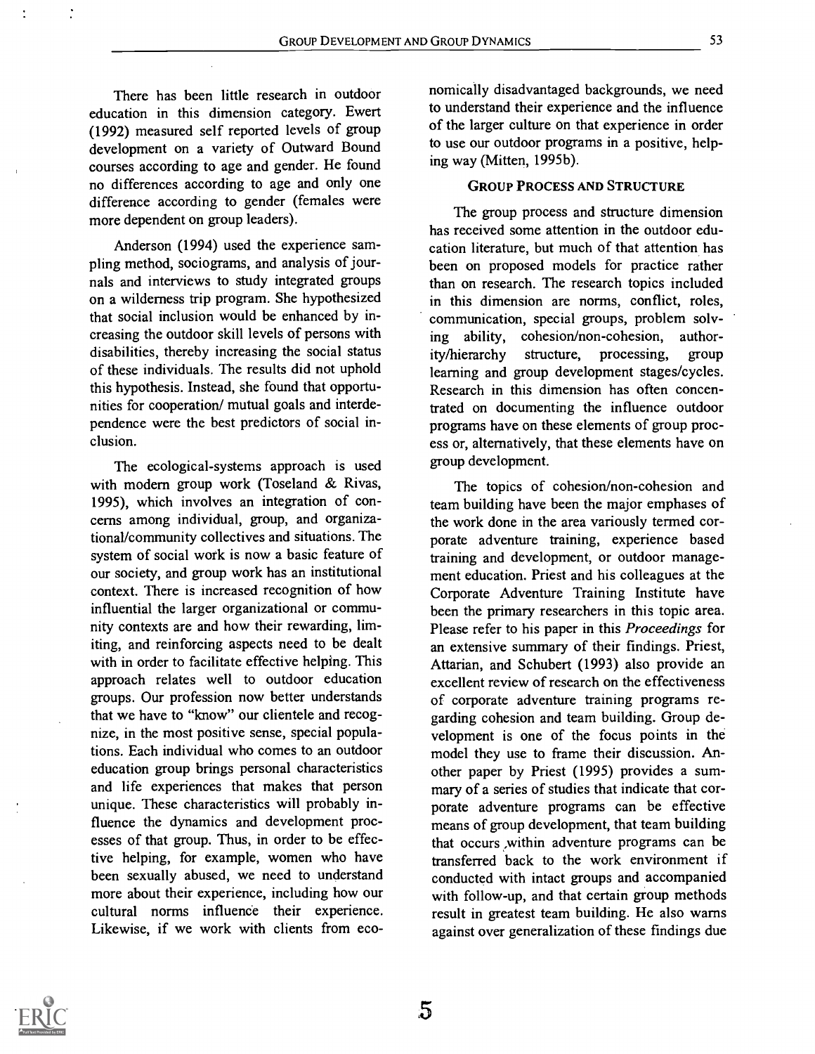There has been little research in outdoor education in this dimension category. Ewert (1992) measured self reported levels of group development on a variety of Outward Bound courses according to age and gender. He found no differences according to age and only one difference according to gender (females were more dependent on group leaders).

Anderson (1994) used the experience sampling method, sociograms, and analysis of journals and interviews to study integrated groups on a wilderness trip program. She hypothesized that social inclusion would be enhanced by increasing the outdoor skill levels of persons with disabilities, thereby increasing the social status of these individuals. The results did not uphold this hypothesis. Instead, she found that opportunities for cooperation/ mutual goals and interdependence were the best predictors of social inclusion.

The ecological-systems approach is used with modern group work (Toseland & Rivas, 1995), which involves an integration of concerns among individual, group, and organizational/community collectives and situations. The system of social work is now a basic feature of our society, and group work has an institutional context. There is increased recognition of how influential the larger organizational or community contexts are and how their rewarding, limiting, and reinforcing aspects need to be dealt with in order to facilitate effective helping. This approach relates well to outdoor education groups. Our profession now better understands that we have to "know" our clientele and recognize, in the most positive sense, special populations. Each individual who comes to an outdoor education group brings personal characteristics and life experiences that makes that person unique. These characteristics will probably influence the dynamics and development processes of that group. Thus, in order to be effective helping, for example, women who have been sexually abused, we need to understand more about their experience, including how our cultural norms influence their experience. Likewise, if we work with clients from economically disadvantaged backgrounds, we need to understand their experience and the influence of the larger culture on that experience in order to use our outdoor programs in a positive, helping way (Mitten, 1995b).

## Group Process and Structure

The group process and structure dimension has received some attention in the outdoor education literature, but much of that attention has been on proposed models for practice rather than on research. The research topics included in this dimension are norms, conflict, roles, communication, special groups, problem solving ability, cohesion/non-cohesion, authority/hierarchy structure, processing, group learning and group development stages/cycles. Research in this dimension has often concentrated on documenting the influence outdoor programs have on these elements of group process or, alternatively, that these elements have on group development.

The topics of cohesion/non-cohesion and team building have been the major emphases of the work done in the area variously termed corporate adventure training, experience based training and development, or outdoor management education. Priest and his colleagues at the Corporate Adventure Training Institute have been the primary researchers in this topic area. Please refer to his paper in this *Proceedings* for an extensive summary of their findings. Priest, Attarian, and Schubert (1993) also provide an excellent review of research on the effectiveness of corporate adventure training programs regarding cohesion and team building. Group development is one of the focus points in the model they use to frame their discussion. Another paper by Priest (1995) provides a summary of a series of studies that indicate that corporate adventure programs can be effective means of group development, that team building that occurs within adventure programs can be transferred back to the work environment if conducted with intact groups and accompanied with follow-up, and that certain group methods result in greatest team building. He also warns against over generalization of these findings due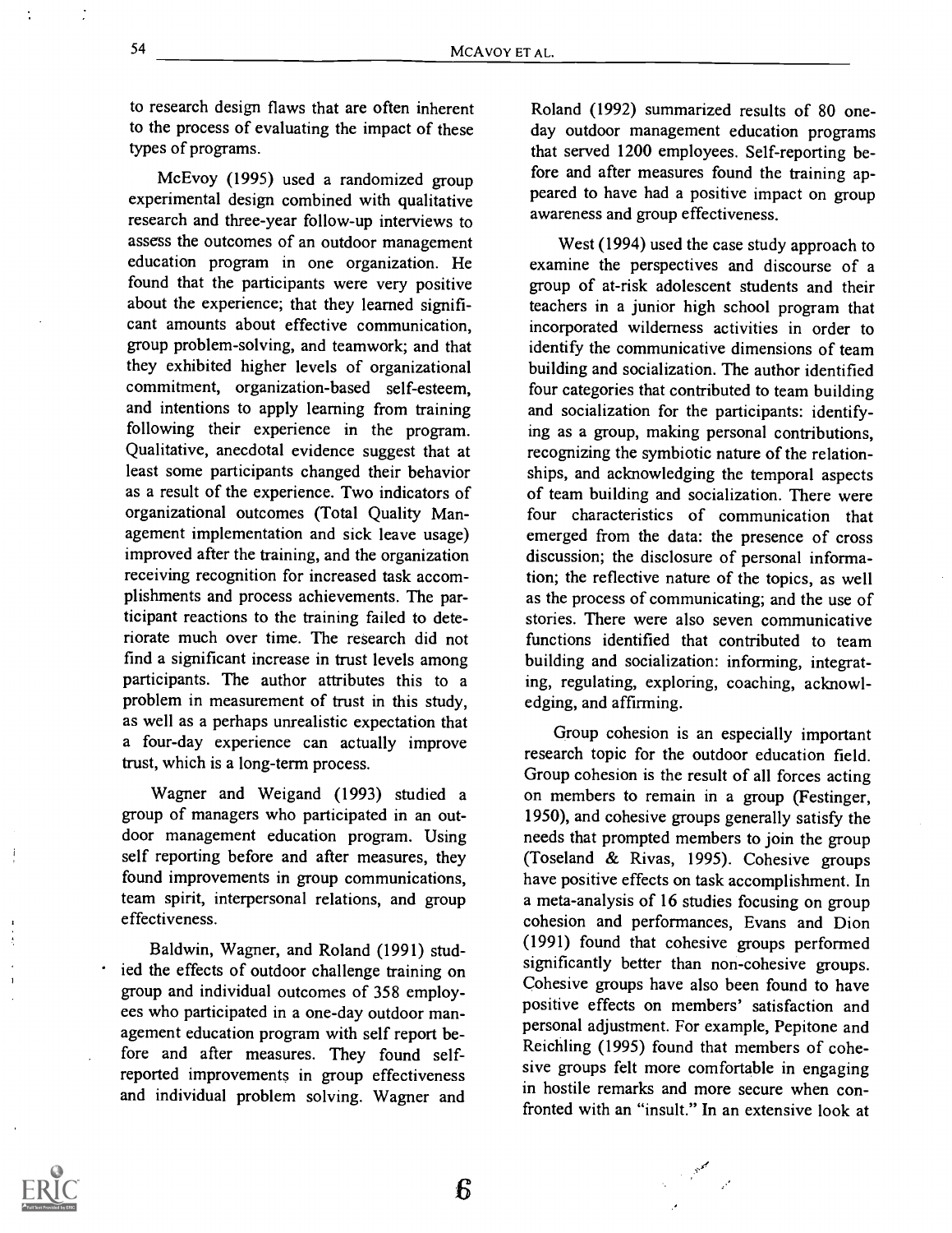to research design flaws that are often inherent to the process of evaluating the impact of these types of programs.

McEvoy (1995) used a randomized group experimental design combined with qualitative research and three-year follow-up interviews to assess the outcomes of an outdoor management education program in one organization. He found that the participants were very positive about the experience; that they learned significant amounts about effective communication, group problem-solving, and teamwork; and that they exhibited higher levels of organizational commitment, organization-based self-esteem, and intentions to apply learning from training following their experience in the program. Qualitative, anecdotal evidence suggest that at least some participants changed their behavior as a result of the experience. Two indicators of organizational outcomes (Total Quality Management implementation and sick leave usage) improved after the training, and the organization receiving recognition for increased task accomplishments and process achievements. The participant reactions to the training failed to deteriorate much over time. The research did not find a significant increase in trust levels among participants. The author attributes this to a problem in measurement of trust in this study, as well as a perhaps unrealistic expectation that a four-day experience can actually improve trust, which is a long-term process.

Wagner and Weigand (1993) studied a group of managers who participated in an outdoor management education program. Using self reporting before and after measures, they found improvements in group communications, team spirit, interpersonal relations, and group effectiveness.

Baldwin, Wagner, and Roland (1991) studied the effects of outdoor challenge training on group and individual outcomes of 358 employees who participated in a one-day outdoor management education program with self report before and after measures. They found self-reported improvements in group effectiveness and individual problem solving. Wagner and Roland (1992) summarized results of 80 one-day outdoor management education programs that served 1200 employees. Self-reporting before and after measures found the training appeared to have had a positive impact on group awareness and group effectiveness.

West (1994) used the case study approach to examine the perspectives and discourse of a group of at-risk adolescent students and their teachers in a junior high school program that incorporated wilderness activities in order to identify the communicative dimensions of team building and socialization. The author identified four categories that contributed to team building and socialization for the participants: identifying as a group, making personal contributions, recognizing the symbiotic nature of the relationships, and acknowledging the temporal aspects of team building and socialization. There were four characteristics of communication that emerged from the data: the presence of cross discussion; the disclosure of personal information; the reflective nature of the topics, as well as the process of communicating; and the use of stories. There were also seven communicative functions identified that contributed to team building and socialization: informing, integrating, regulating, exploring, coaching, acknowledging, and affirming.

Group cohesion is an especially important research topic for the outdoor education field. Group cohesion is the result of all forces acting on members to remain in a group (Festinger, 1950), and cohesive groups generally satisfy the needs that prompted members to join the group (Toseland & Rivas, 1995). Cohesive groups have positive effects on task accomplishment. In a meta-analysis of 16 studies focusing on group cohesion and performances, Evans and Dion (1991) found that cohesive groups performed significantly better than non-cohesive groups. Cohesive groups have also been found to have positive effects on members' satisfaction and personal adjustment. For example, Pepitone and Reichling (1995) found that members of cohesive groups felt more comfortable in engaging in hostile remarks and more secure when confronted with an "insult." In an extensive look at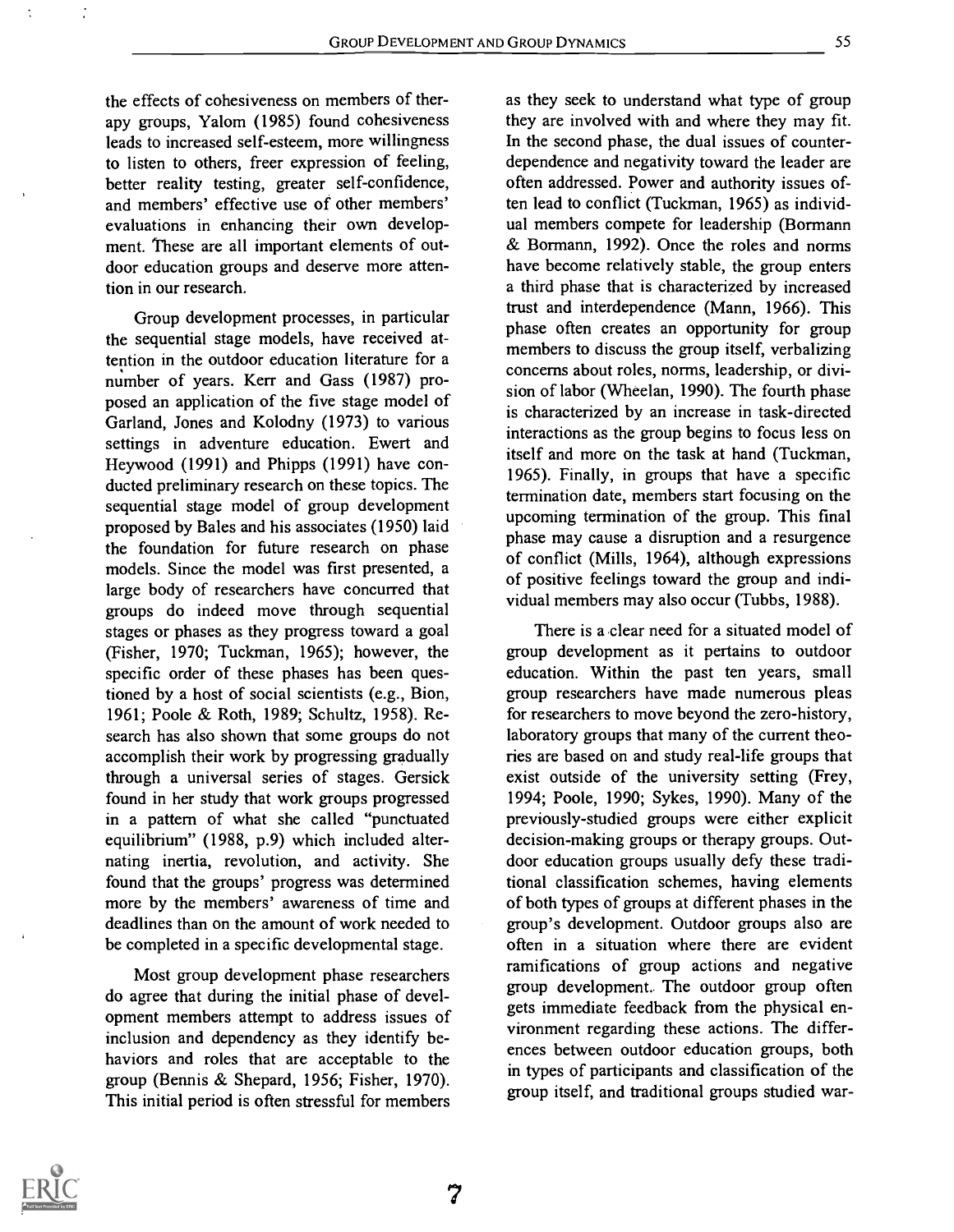the effects of cohesiveness on members of therapy groups, Yalom (1985) found cohesiveness leads to increased self-esteem, more willingness to listen to others, freer expression of feeling, better reality testing, greater self-confidence, and members' effective use of other members' evaluations in enhancing their own development. These are all important elements of outdoor education groups and deserve more attention in our research.

Group development processes, in particular the sequential stage models, have received attention in the outdoor education literature for a number of years. Kerr and Gass (1987) proposed an application of the five stage model of Garland, Jones and Kolodny (1973) to various settings in adventure education. Ewert and Heywood (1991) and Phipps (1991) have conducted preliminary research on these topics. The sequential stage model of group development proposed by Bales and his associates (1950) laid the foundation for future research on phase models. Since the model was first presented, a large body of researchers have concurred that groups do indeed move through sequential stages or phases as they progress toward a goal (Fisher, 1970; Tuckman, 1965); however, the specific order of these phases has been questioned by a host of social scientists (e.g., Bion, 1961; Poole & Roth, 1989; Schultz, 1958). Research has also shown that some groups do not accomplish their work by progressing gradually through a universal series of stages. Gersick found in her study that work groups progressed in a pattern of what she called "punctuated equilibrium" (1988, p.9) which included alternating inertia, revolution, and activity. She found that the groups' progress was determined more by the members' awareness of time and deadlines than on the amount of work needed to be completed in a specific developmental stage.

Most group development phase researchers do agree that during the initial phase of development members attempt to address issues of inclusion and dependency as they identify behaviors and roles that are acceptable to the group (Bennis & Shepard, 1956; Fisher, 1970). This initial period is often stressful for members as they seek to understand what type of group they are involved with and where they may fit. In the second phase, the dual issues of counterdependence and negativity toward the leader are often addressed. Power and authority issues often lead to conflict (Tuckman, 1965) as individual members compete for leadership (Bormann & Bormann, 1992). Once the roles and norms have become relatively stable, the group enters a third phase that is characterized by increased trust and interdependence (Mann, 1966). This phase often creates an opportunity for group members to discuss the group itself, verbalizing concerns about roles, norms, leadership, or division of labor (Wheelan, 1990). The fourth phase is characterized by an increase in task-directed interactions as the group begins to focus less on itself and more on the task at hand (Tuckman, 1965). Finally, in groups that have a specific termination date, members start focusing on the upcoming termination of the group. This final phase may cause a disruption and a resurgence of conflict (Mills, 1964), although expressions of positive feelings toward the group and individual members may also occur (Tubbs, 1988).

There is a clear need for a situated model of group development as it pertains to outdoor education. Within the past ten years, small group researchers have made numerous pleas for researchers to move beyond the zero-history, laboratory groups that many of the current theories are based on and study real-life groups that exist outside of the university setting (Frey, 1994; Poole, 1990; Sykes, 1990). Many of the previously-studied groups were either explicit decision-making groups or therapy groups. Outdoor education groups usually defy these traditional classification schemes, having elements of both types of groups at different phases in the group's development. Outdoor groups also are often in a situation where there are evident ramifications of group actions and negative group development. The outdoor group often gets immediate feedback from the physical environment regarding these actions. The differences between outdoor education groups, both in types of participants and classification of the group itself, and traditional groups studied war-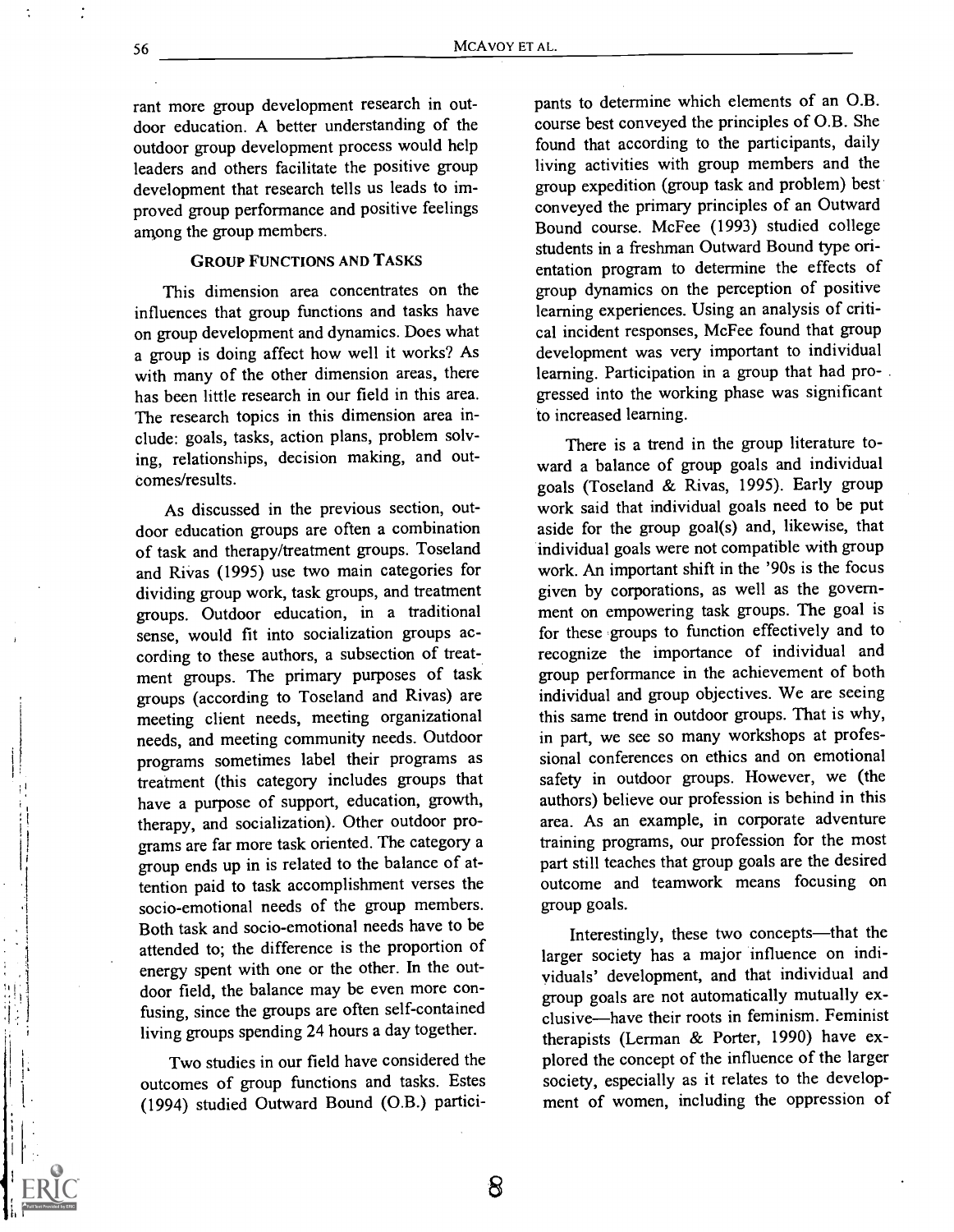rant more group development research in outdoor education. A better understanding of the outdoor group development process would help leaders and others facilitate the positive group development that research tells us leads to improved group performance and positive feelings among the group members.

### GROUP FUNCTIONS AND TASKS

This dimension area concentrates on the influences that group functions and tasks have on group development and dynamics. Does what a group is doing affect how well it works? As with many of the other dimension areas, there has been little research in our field in this area. The research topics in this dimension area include: goals, tasks, action plans, problem solving, relationships, decision making, and outcomes/results.

As discussed in the previous section, outdoor education groups are often a combination of task and therapy/treatment groups. Toseland and Rivas (1995) use two main categories for dividing group work, task groups, and treatment groups. Outdoor education, in a traditional sense, would fit into socialization groups according to these authors, a subsection of treatment groups. The primary purposes of task groups (according to Toseland and Rivas) are meeting client needs, meeting organizational needs, and meeting community needs. Outdoor programs sometimes label their programs as treatment (this category includes groups that have a purpose of support, education, growth, therapy, and socialization). Other outdoor programs are far more task oriented. The category a group ends up in is related to the balance of attention paid to task accomplishment verses the socio-emotional needs of the group members. Both task and socio-emotional needs have to be attended to; the difference is the proportion of energy spent with one or the other. In the outdoor field, the balance may be even more confusing, since the groups are often self-contained living groups spending 24 hours a day together.

Two studies in our field have considered the outcomes of group functions and tasks. Estes (1994) studied Outward Bound (O.B.) participants to determine which elements of an O.B. course best conveyed the principles of O.B. She found that according to the participants, daily living activities with group members and the group expedition (group task and problem) best conveyed the primary principles of an Outward Bound course. McFee (1993) studied college students in a freshman Outward Bound type orientation program to determine the effects of group dynamics on the perception of positive learning experiences. Using an analysis of critical incident responses, McFee found that group development was very important to individual learning. Participation in a group that had progressed into the working phase was significant to increased learning.

There is a trend in the group literature toward a balance of group goals and individual goals (Toseland & Rivas, 1995). Early group work said that individual goals need to be put aside for the group goal(s) and, likewise, that individual goals were not compatible with group work. An important shift in the '90s is the focus given by corporations, as well as the government on empowering task groups. The goal is for these groups to function effectively and to recognize the importance of individual and group performance in the achievement of both individual and group objectives. We are seeing this same trend in outdoor groups. That is why, in part, we see so many workshops at professional conferences on ethics and on emotional safety in outdoor groups. However, we (the authors) believe our profession is behind in this area. As an example, in corporate adventure training programs, our profession for the most part still teaches that group goals are the desired outcome and teamwork means focusing on group goals.

Interestingly, these two concepts—that the larger society has a major influence on individuals' development, and that individual and group goals are not automatically mutually exclusive—have their roots in feminism. Feminist therapists (Lerman & Porter, 1990) have explored the concept of the influence of the larger society, especially as it relates to the development of women, including the oppression of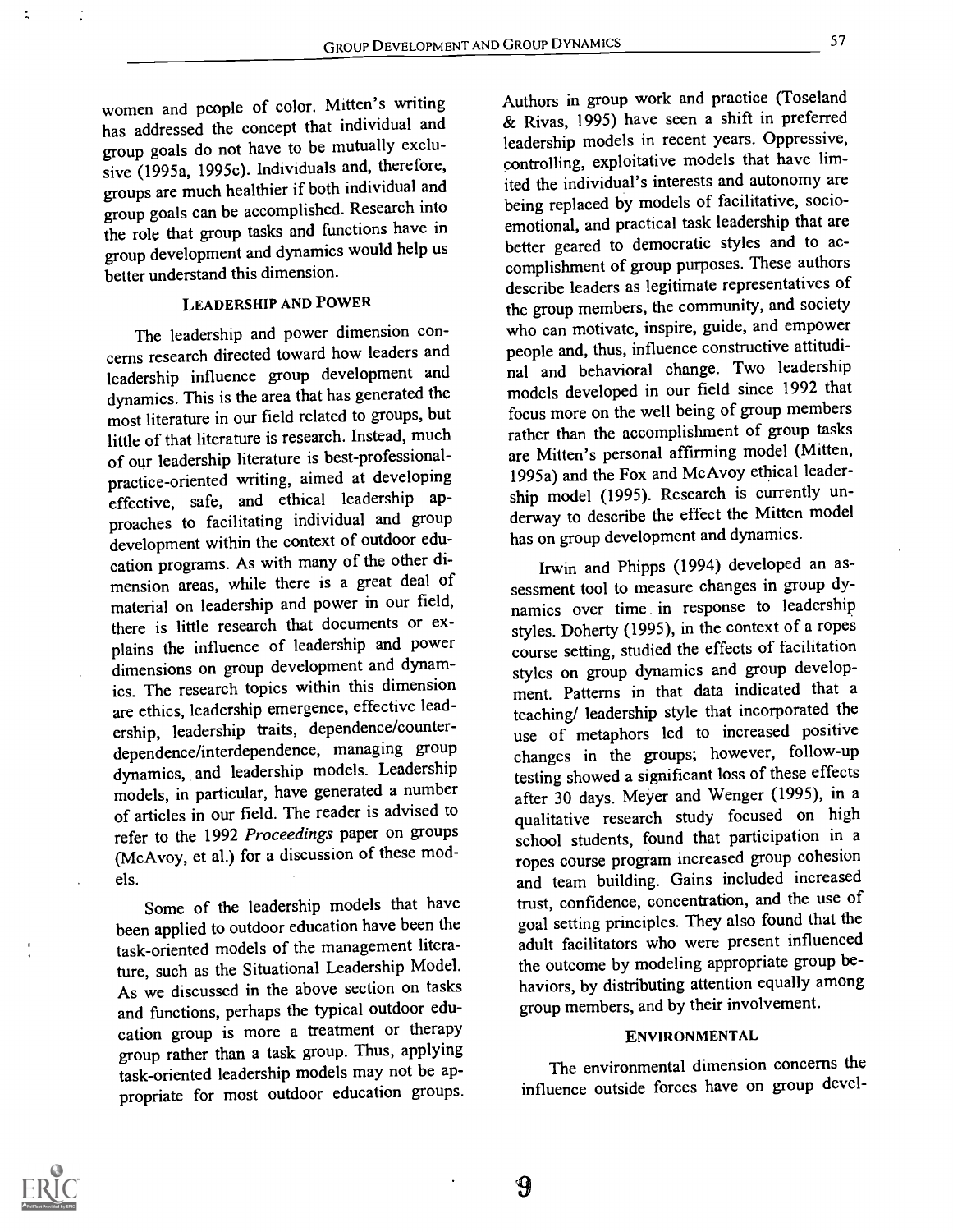women and people of color. Mitten's writing has addressed the concept that individual and group goals do not have to be mutually exclusive (1995a, 1995c). Individuals and, therefore, groups are much healthier if both individual and group goals can be accomplished. Research into the role that group tasks and functions have in group development and dynamics would help us better understand this dimension.

### LEADERSHIP AND POWER

The leadership and power dimension concerns research directed toward how leaders and leadership influence group development and dynamics. This is the area that has generated the most literature in our field related to groups, but little of that literature is research. Instead, much of our leadership literature is best-professional-practice-oriented writing, aimed at developing effective, safe, and ethical leadership approaches to facilitating individual and group development within the context of outdoor education programs. As with many of the other dimension areas, while there is a great deal of material on leadership and power in our field, there is little research that documents or explains the influence of leadership and power dimensions on group development and dynamics. The research topics within this dimension are ethics, leadership emergence, effective leadership, leadership traits, dependence/counter-dependence/interdependence, managing group dynamics, and leadership models. Leadership models, in particular, have generated a number of articles in our field. The reader is advised to refer to the 1992 *Proceedings* paper on groups (McAvoy, et al.) for a discussion of these models.

Some of the leadership models that have been applied to outdoor education have been the task-oriented models of the management literature, such as the Situational Leadership Model. As we discussed in the above section on tasks and functions, perhaps the typical outdoor education group is more a treatment or therapy group rather than a task group. Thus, applying task-oriented leadership models may not be appropriate for most outdoor education groups. Authors in group work and practice (Toseland & Rivas, 1995) have seen a shift in preferred leadership models in recent years. Oppressive, controlling, exploitative models that have limited the individual's interests and autonomy are being replaced by models of facilitative, socio-emotional, and practical task leadership that are better geared to democratic styles and to accomplishment of group purposes. These authors describe leaders as legitimate representatives of the group members, the community, and society who can motivate, inspire, guide, and empower people and, thus, influence constructive attitudinal and behavioral change. Two leadership models developed in our field since 1992 that focus more on the well being of group members rather than the accomplishment of group tasks are Mitten's personal affirming model (Mitten, 1995a) and the Fox and McAvoy ethical leadership model (1995). Research is currently underway to describe the effect the Mitten model has on group development and dynamics.

Irwin and Phipps (1994) developed an assessment tool to measure changes in group dynamics over time in response to leadership styles. Doherty (1995), in the context of a ropes course setting, studied the effects of facilitation styles on group dynamics and group development. Patterns in that data indicated that a teaching/ leadership style that incorporated the use of metaphors led to increased positive changes in the groups; however, follow-up testing showed a significant loss of these effects after 30 days. Meyer and Wenger (1995), in a qualitative research study focused on high school students, found that participation in a ropes course program increased group cohesion and team building. Gains included increased trust, confidence, concentration, and the use of goal setting principles. They also found that the adult facilitators who were present influenced the outcome by modeling appropriate group behaviors, by distributing attention equally among group members, and by their involvement.

### ENVIRONMENTAL

The environmental dimension concerns the influence outside forces have on group devel-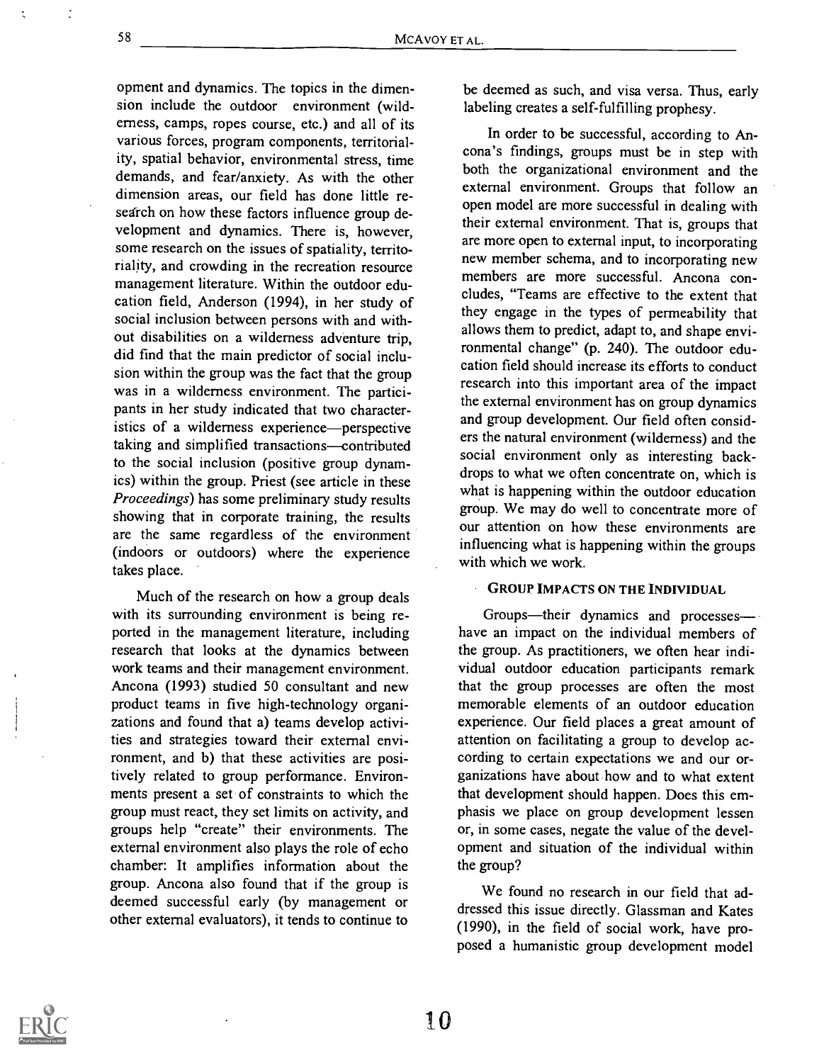opment and dynamics. The topics in the dimension include the outdoor environment (wilderness, camps, ropes course, etc.) and all of its various forces, program components, territoriality, spatial behavior, environmental stress, time demands, and fear/anxiety. As with the other dimension areas, our field has done little research on how these factors influence group development and dynamics. There is, however, some research on the issues of spatiality, territoriality, and crowding in the recreation resource management literature. Within the outdoor education field, Anderson (1994), in her study of social inclusion between persons with and without disabilities on a wilderness adventure trip, did find that the main predictor of social inclusion within the group was the fact that the group was in a wilderness environment. The participants in her study indicated that two characteristics of a wilderness experience—perspective taking and simplified transactions—contributed to the social inclusion (positive group dynamics) within the group. Priest (see article in these *Proceedings*) has some preliminary study results showing that in corporate training, the results are the same regardless of the environment (indoors or outdoors) where the experience takes place.

Much of the research on how a group deals with its surrounding environment is being reported in the management literature, including research that looks at the dynamics between work teams and their management environment. Ancona (1993) studied 50 consultant and new product teams in five high-technology organizations and found that a) teams develop activities and strategies toward their external environment, and b) that these activities are positively related to group performance. Environments present a set of constraints to which the group must react, they set limits on activity, and groups help "create" their environments. The external environment also plays the role of echo chamber: It amplifies information about the group. Ancona also found that if the group is deemed successful early (by management or other external evaluators), it tends to continue to be deemed as such, and visa versa. Thus, early labeling creates a self-fulfilling prophesy.

In order to be successful, according to Ancona's findings, groups must be in step with both the organizational environment and the external environment. Groups that follow an open model are more successful in dealing with their external environment. That is, groups that are more open to external input, to incorporating new member schema, and to incorporating new members are more successful. Ancona concludes, "Teams are effective to the extent that they engage in the types of permeability that allows them to predict, adapt to, and shape environmental change" (p. 240). The outdoor education field should increase its efforts to conduct research into this important area of the impact the external environment has on group dynamics and group development. Our field often considers the natural environment (wilderness) and the social environment only as interesting backdrops to what we often concentrate on, which is what is happening within the outdoor education group. We may do well to concentrate more of our attention on how these environments are influencing what is happening within the groups with which we work.

## GROUP IMPACTS ON THE INDIVIDUAL

Groups—their dynamics and processes—have an impact on the individual members of the group. As practitioners, we often hear individual outdoor education participants remark that the group processes are often the most memorable elements of an outdoor education experience. Our field places a great amount of attention on facilitating a group to develop according to certain expectations we and our organizations have about how and to what extent that development should happen. Does this emphasis we place on group development lessen or, in some cases, negate the value of the development and situation of the individual within the group?

We found no research in our field that addressed this issue directly. Glassman and Kates (1990), in the field of social work, have proposed a humanistic group development model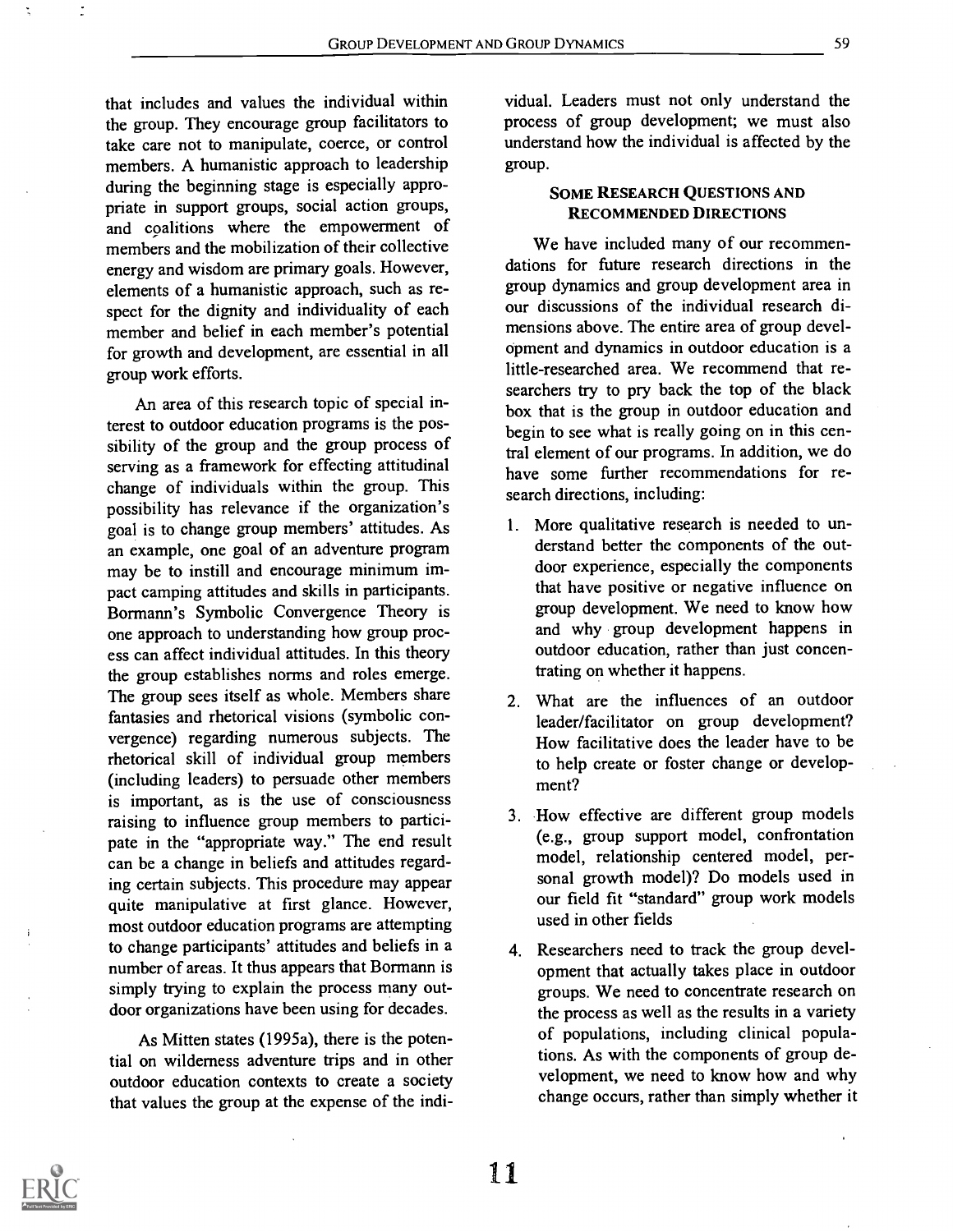that includes and values the individual within the group. They encourage group facilitators to take care not to manipulate, coerce, or control members. A humanistic approach to leadership during the beginning stage is especially appropriate in support groups, social action groups, and coalitions where the empowerment of members and the mobilization of their collective energy and wisdom are primary goals. However, elements of a humanistic approach, such as respect for the dignity and individuality of each member and belief in each member's potential for growth and development, are essential in all group work efforts.

An area of this research topic of special interest to outdoor education programs is the possibility of the group and the group process of serving as a framework for effecting attitudinal change of individuals within the group. This possibility has relevance if the organization's goal is to change group members' attitudes. As an example, one goal of an adventure program may be to instill and encourage minimum impact camping attitudes and skills in participants. Bormann's Symbolic Convergence Theory is one approach to understanding how group process can affect individual attitudes. In this theory the group establishes norms and roles emerge. The group sees itself as whole. Members share fantasies and rhetorical visions (symbolic convergence) regarding numerous subjects. The rhetorical skill of individual group members (including leaders) to persuade other members is important, as is the use of consciousness raising to influence group members to participate in the "appropriate way." The end result can be a change in beliefs and attitudes regarding certain subjects. This procedure may appear quite manipulative at first glance. However, most outdoor education programs are attempting to change participants' attitudes and beliefs in a number of areas. It thus appears that Bormann is simply trying to explain the process many outdoor organizations have been using for decades.

As Mitten states (1995a), there is the potential on wilderness adventure trips and in other outdoor education contexts to create a society that values the group at the expense of the individual. Leaders must not only understand the process of group development; we must also understand how the individual is affected by the group.

### Some Research Questions and Recommended Directions

We have included many of our recommendations for future research directions in the group dynamics and group development area in our discussions of the individual research dimensions above. The entire area of group development and dynamics in outdoor education is a little-researched area. We recommend that researchers try to pry back the top of the black box that is the group in outdoor education and begin to see what is really going on in this central element of our programs. In addition, we do have some further recommendations for research directions, including:

1. More qualitative research is needed to understand better the components of the outdoor experience, especially the components that have positive or negative influence on group development. We need to know how and why group development happens in outdoor education, rather than just concentrating on whether it happens.
2. What are the influences of an outdoor leader/facilitator on group development? How facilitative does the leader have to be to help create or foster change or development?
3. How effective are different group models (e.g., group support model, confrontation model, relationship centered model, personal growth model)? Do models used in our field fit "standard" group work models used in other fields
4. Researchers need to track the group development that actually takes place in outdoor groups. We need to concentrate research on the process as well as the results in a variety of populations, including clinical populations. As with the components of group development, we need to know how and why change occurs, rather than simply whether it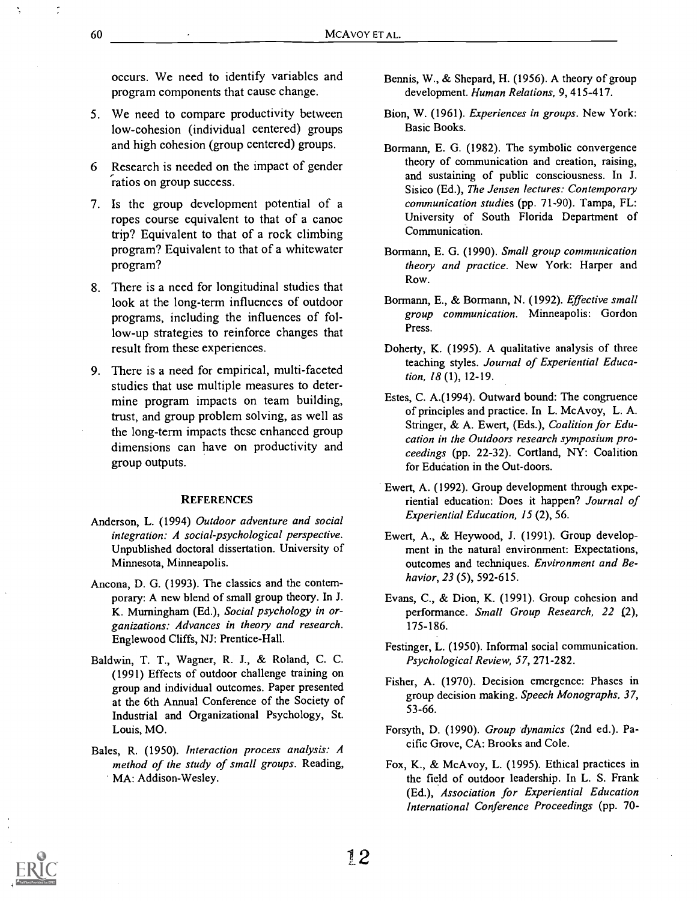occurs. We need to identify variables and program components that cause change.

5. We need to compare productivity between low-cohesion (individual centered) groups and high cohesion (group centered) groups.
6. Research is needed on the impact of gender ratios on group success.
7. Is the group development potential of a ropes course equivalent to that of a canoe trip? Equivalent to that of a rock climbing program? Equivalent to that of a whitewater program?
8. There is a need for longitudinal studies that look at the long-term influences of outdoor programs, including the influences of follow-up strategies to reinforce changes that result from these experiences.
9. There is a need for empirical, multi-faceted studies that use multiple measures to determine program impacts on team building, trust, and group problem solving, as well as the long-term impacts these enhanced group dimensions can have on productivity and group outputs.

## REFERENCES

Anderson, L. (1994) *Outdoor adventure and social integration: A social-psychological perspective.* Unpublished doctoral dissertation. University of Minnesota, Minneapolis.

Ancona, D. G. (1993). The classics and the contemporary: A new blend of small group theory. In J. K. Murningham (Ed.), *Social psychology in organizations: Advances in theory and research.* Englewood Cliffs, NJ: Prentice-Hall.

Baldwin, T. T., Wagner, R. J., & Roland, C. C. (1991) Effects of outdoor challenge training on group and individual outcomes. Paper presented at the 6th Annual Conference of the Society of Industrial and Organizational Psychology, St. Louis, MO.

Bales, R. (1950). *Interaction process analysis: A method of the study of small groups.* Reading, MA: Addison-Wesley.

Bennis, W., & Shepard, H. (1956). A theory of group development. *Human Relations,* 9, 415-417.

Bion, W. (1961). *Experiences in groups.* New York: Basic Books.

Bormann, E. G. (1982). The symbolic convergence theory of communication and creation, raising, and sustaining of public consciousness. In J. Sisico (Ed.), *The Jensen lectures: Contemporary communication studies* (pp. 71-90). Tampa, FL: University of South Florida Department of Communication.

Bormann, E. G. (1990). *Small group communication theory and practice.* New York: Harper and Row.

Bormann, E., & Bormann, N. (1992). *Effective small group communication.* Minneapolis: Gordon Press.

Doherty, K. (1995). A qualitative analysis of three teaching styles. *Journal of Experiential Education, 18* (1), 12-19.

Estes, C. A.(1994). Outward bound: The congruence of principles and practice. In L. McAvoy, L. A. Stringer, & A. Ewert, (Eds.), *Coalition for Education in the Outdoors research symposium proceedings* (pp. 22-32). Cortland, NY: Coalition for Education in the Out-doors.

Ewert, A. (1992). Group development through experiential education: Does it happen? *Journal of Experiential Education, 15* (2), 56.

Ewert, A., & Heywood, J. (1991). Group development in the natural environment: Expectations, outcomes and techniques. *Environment and Behavior, 23* (5), 592-615.

Evans, C., & Dion, K. (1991). Group cohesion and performance. *Small Group Research, 22* (2), 175-186.

Festinger, L. (1950). Informal social communication. *Psychological Review, 57,* 271-282.

Fisher, A. (1970). Decision emergence: Phases in group decision making. *Speech Monographs, 37,* 53-66.

Forsyth, D. (1990). *Group dynamics* (2nd ed.). Pacific Grove, CA: Brooks and Cole.

Fox, K., & McAvoy, L. (1995). Ethical practices in the field of outdoor leadership. In L. S. Frank (Ed.), *Association for Experiential Education International Conference Proceedings* (pp. 70-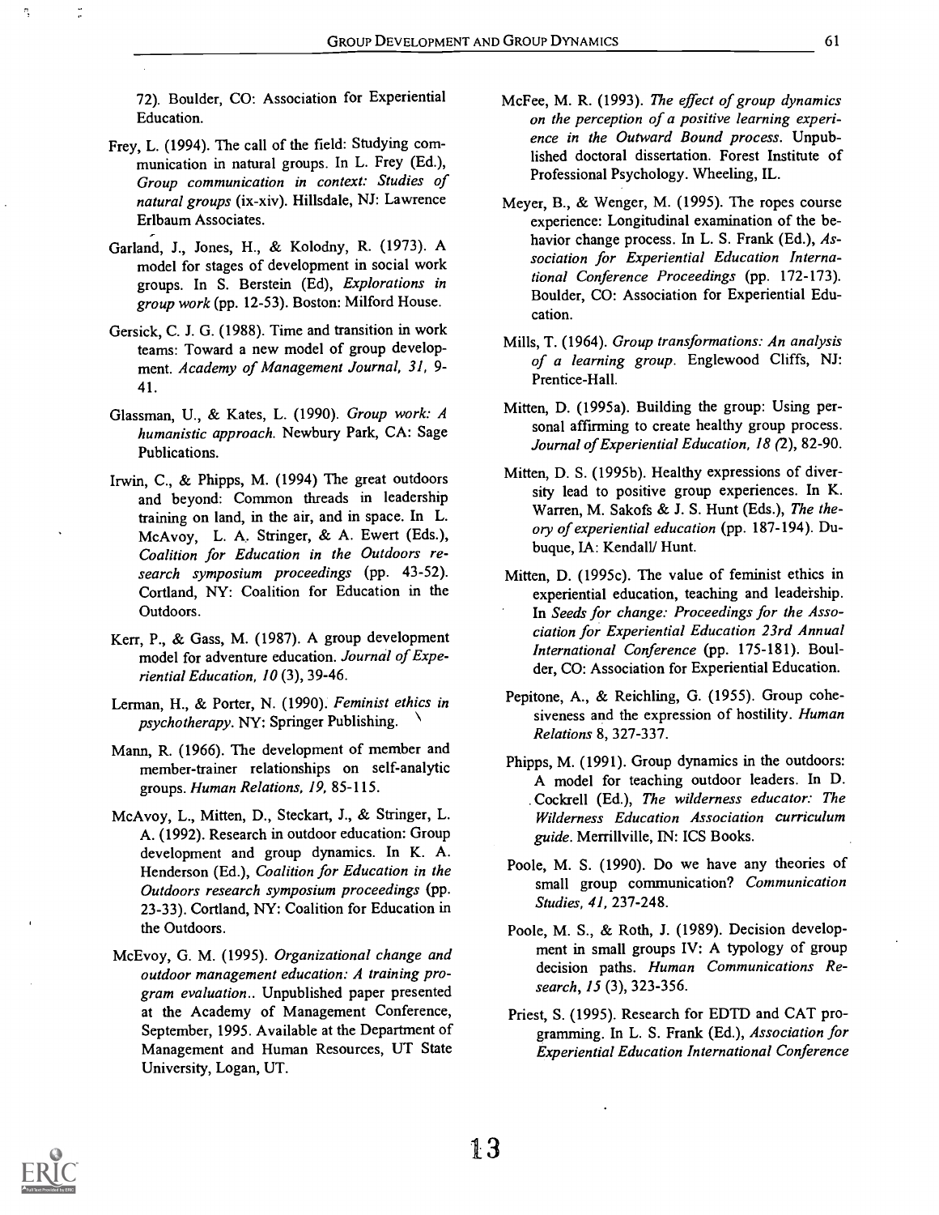72). Boulder, CO: Association for Experiential Education.

Frey, L. (1994). The call of the field: Studying communication in natural groups. In L. Frey (Ed.), *Group communication in context: Studies of natural groups* (ix-xiv). Hillsdale, NJ: Lawrence Erlbaum Associates.

Garland, J., Jones, H., & Kolodny, R. (1973). A model for stages of development in social work groups. In S. Berstein (Ed), *Explorations in group work* (pp. 12-53). Boston: Milford House.

Gersick, C. J. G. (1988). Time and transition in work teams: Toward a new model of group development. *Academy of Management Journal, 31*, 9-41.

Glassman, U., & Kates, L. (1990). *Group work: A humanistic approach.* Newbury Park, CA: Sage Publications.

Irwin, C., & Phipps, M. (1994) The great outdoors and beyond: Common threads in leadership training on land, in the air, and in space. In L. McAvoy, L. A. Stringer, & A. Ewert (Eds.), *Coalition for Education in the Outdoors research symposium proceedings* (pp. 43-52). Cortland, NY: Coalition for Education in the Outdoors.

Kerr, P., & Gass, M. (1987). A group development model for adventure education. *Journal of Experiential Education, 10* (3), 39-46.

Lerman, H., & Porter, N. (1990). *Feminist ethics in psychotherapy.* NY: Springer Publishing.

Mann, R. (1966). The development of member and member-trainer relationships on self-analytic groups. *Human Relations, 19*, 85-115.

McAvoy, L., Mitten, D., Steckart, J., & Stringer, L. A. (1992). Research in outdoor education: Group development and group dynamics. In K. A. Henderson (Ed.), *Coalition for Education in the Outdoors research symposium proceedings* (pp. 23-33). Cortland, NY: Coalition for Education in the Outdoors.

McEvoy, G. M. (1995). *Organizational change and outdoor management education: A training program evaluation..* Unpublished paper presented at the Academy of Management Conference, September, 1995. Available at the Department of Management and Human Resources, UT State University, Logan, UT.

McFee, M. R. (1993). *The effect of group dynamics on the perception of a positive learning experience in the Outward Bound process.* Unpublished doctoral dissertation. Forest Institute of Professional Psychology. Wheeling, IL.

Meyer, B., & Wenger, M. (1995). The ropes course experience: Longitudinal examination of the behavior change process. In L. S. Frank (Ed.), *Association for Experiential Education International Conference Proceedings* (pp. 172-173). Boulder, CO: Association for Experiential Education.

Mills, T. (1964). *Group transformations: An analysis of a learning group.* Englewood Cliffs, NJ: Prentice-Hall.

Mitten, D. (1995a). Building the group: Using personal affirming to create healthy group process. *Journal of Experiential Education, 18* (2), 82-90.

Mitten, D. S. (1995b). Healthy expressions of diversity lead to positive group experiences. In K. Warren, M. Sakofs & J. S. Hunt (Eds.), *The theory of experiential education* (pp. 187-194). Dubuque, IA: Kendall/ Hunt.

Mitten, D. (1995c). The value of feminist ethics in experiential education, teaching and leadership. In *Seeds for change: Proceedings for the Association for Experiential Education 23rd Annual International Conference* (pp. 175-181). Boulder, CO: Association for Experiential Education.

Pepitone, A., & Reichling, G. (1955). Group cohesiveness and the expression of hostility. *Human Relations* 8, 327-337.

Phipps, M. (1991). Group dynamics in the outdoors: A model for teaching outdoor leaders. In D. Cockrell (Ed.), *The wilderness educator: The Wilderness Education Association curriculum guide.* Merrillville, IN: ICS Books.

Poole, M. S. (1990). Do we have any theories of small group communication? *Communication Studies, 41*, 237-248.

Poole, M. S., & Roth, J. (1989). Decision development in small groups IV: A typology of group decision paths. *Human Communications Research, 15* (3), 323-356.

Priest, S. (1995). Research for EDTD and CAT programming. In L. S. Frank (Ed.), *Association for Experiential Education International Conference*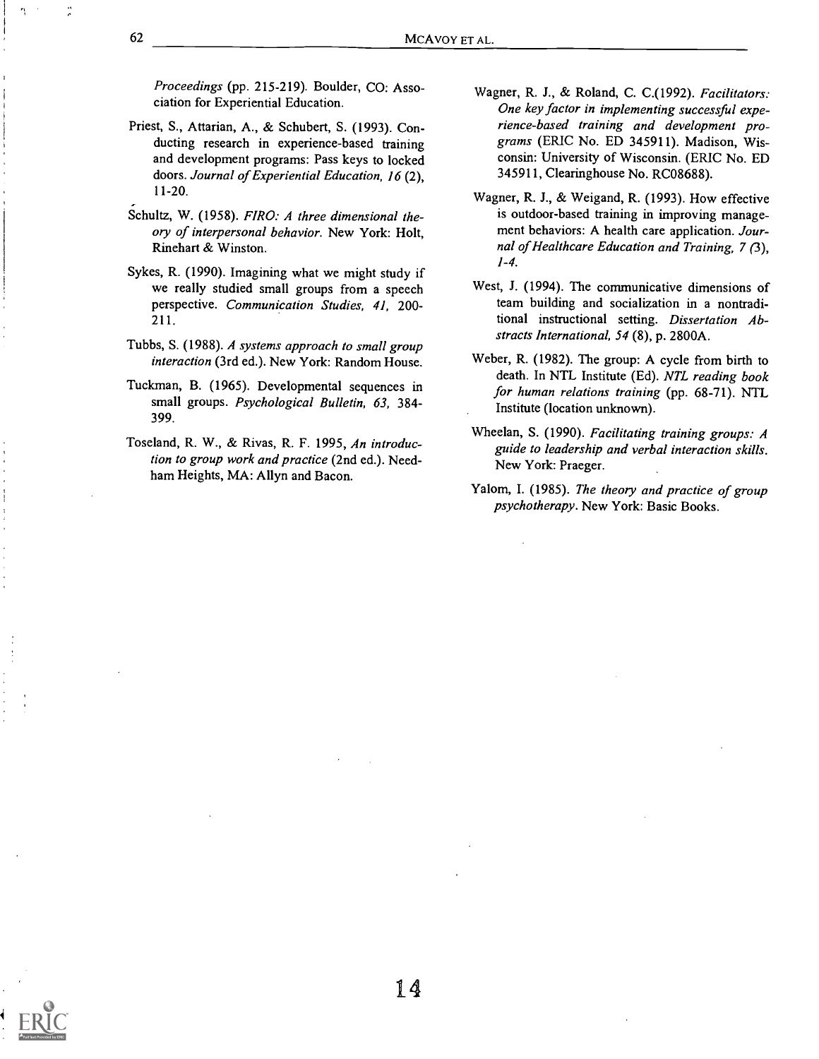*Proceedings* (pp. 215-219). Boulder, CO: Association for Experiential Education.

Priest, S., Attarian, A., & Schubert, S. (1993). Conducting research in experience-based training and development programs: Pass keys to locked doors. *Journal of Experiential Education, 16* (2), 11-20.

Schultz, W. (1958). *FIRO: A three dimensional theory of interpersonal behavior.* New York: Holt, Rinehart & Winston.

Sykes, R. (1990). Imagining what we might study if we really studied small groups from a speech perspective. *Communication Studies, 41,* 200-211.

Tubbs, S. (1988). *A systems approach to small group interaction* (3rd ed.). New York: Random House.

Tuckman, B. (1965). Developmental sequences in small groups. *Psychological Bulletin, 63,* 384-399.

Toseland, R. W., & Rivas, R. F. 1995, *An introduction to group work and practice* (2nd ed.). Needham Heights, MA: Allyn and Bacon.

Wagner, R. J., & Roland, C. C.(1992). *Facilitators: One key factor in implementing successful experience-based training and development programs* (ERIC No. ED 345911). Madison, Wisconsin: University of Wisconsin. (ERIC No. ED 345911, Clearinghouse No. RC08688).

Wagner, R. J., & Weigand, R. (1993). How effective is outdoor-based training in improving management behaviors: A health care application. *Journal of Healthcare Education and Training, 7 (3), 1-4.*

West, J. (1994). The communicative dimensions of team building and socialization in a nontraditional instructional setting. *Dissertation Abstracts International, 54* (8), p. 2800A.

Weber, R. (1982). The group: A cycle from birth to death. In NTL Institute (Ed). *NTL reading book for human relations training* (pp. 68-71). NTL Institute (location unknown).

Wheelan, S. (1990). *Facilitating training groups: A guide to leadership and verbal interaction skills.* New York: Praeger.

Yalom, I. (1985). *The theory and practice of group psychotherapy.* New York: Basic Books.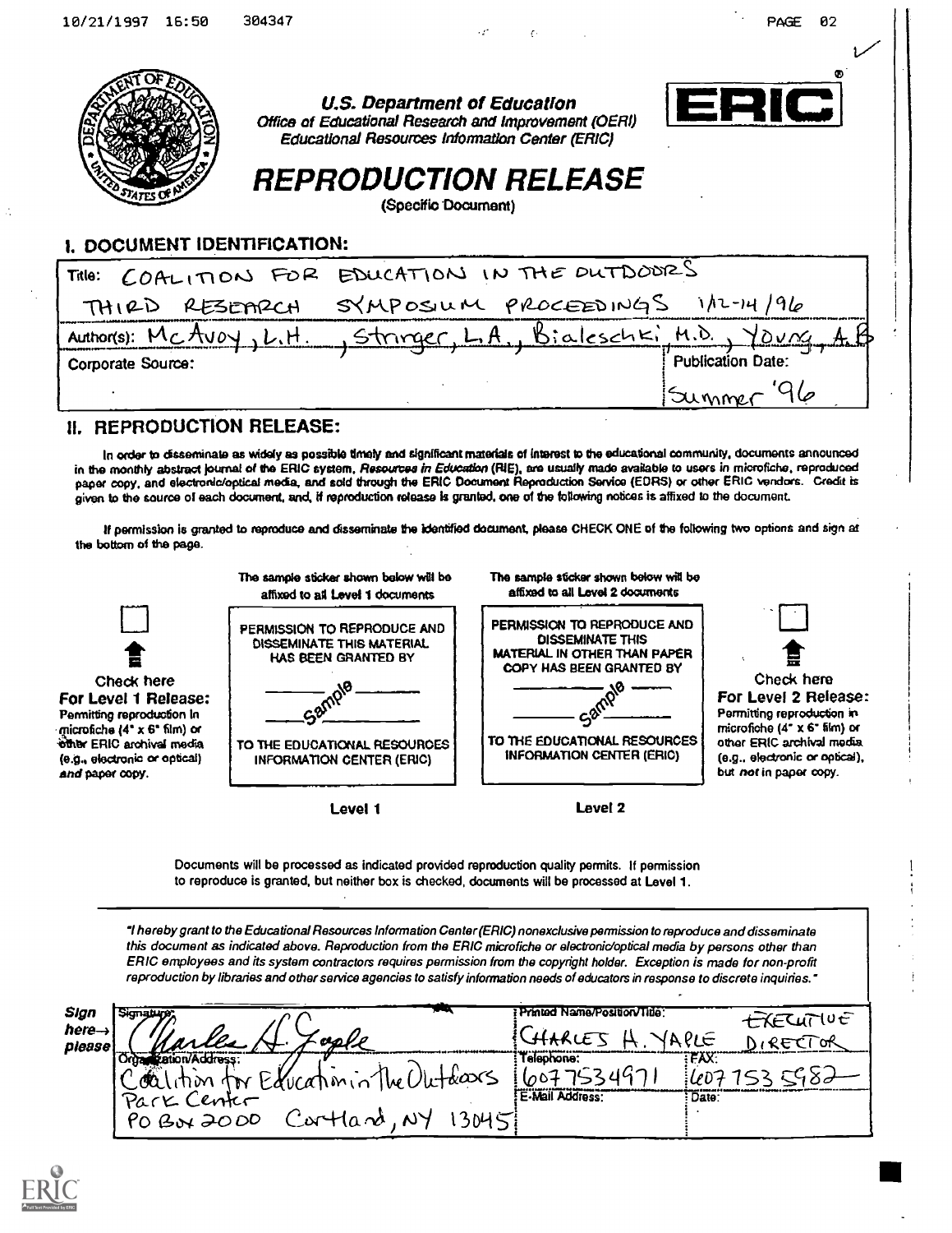U.S. Department of Education
Office of Educational Research and Improvement (OERI)
Educational Resources Information Center (ERIC)

# REPRODUCTION RELEASE

(Specific Document)

## I. DOCUMENT IDENTIFICATION:

Title: COALITION FOR EDUCATION IN THE OUTDOORS THIRD RESEARCH SYMPOSIUM PROCEEDINGS 1/12-14/96

Author(s): McAvoy, L.H., Stringer, L.A., Bialeschki, M.D., Young, A.B

Corporate Source:

Publication Date: Summer '96

## II. REPRODUCTION RELEASE:

In order to disseminate as widely as possible timely and significant materials of interest to the educational community, documents announced in the monthly abstract journal of the ERIC system, *Resources in Education* (RIE), are usually made available to users in microfiche, reproduced paper copy, and electronic/optical media, and sold through the ERIC Document Reproduction Service (EDRS) or other ERIC vendors. Credit is given to the source of each document, and, if reproduction release is granted, one of the following notices is affixed to the document.

If permission is granted to reproduce and disseminate the identified document, please CHECK ONE of the following two options and sign at the bottom of the page.

| | The sample sticker shown below will be affixed to all Level 1 documents | The sample sticker shown below will be affixed to all Level 2 documents | |
|---|---|---|---|
| ☐ Check here **For Level 1 Release:** Permitting reproduction in microfiche (4" x 6" film) or other ERIC archival media (e.g., electronic or optical) *and* paper copy. | PERMISSION TO REPRODUCE AND DISSEMINATE THIS MATERIAL HAS BEEN GRANTED BY ___ Sample ___ TO THE EDUCATIONAL RESOURCES INFORMATION CENTER (ERIC) | PERMISSION TO REPRODUCE AND DISSEMINATE THIS MATERIAL IN OTHER THAN PAPER COPY HAS BEEN GRANTED BY ___ Sample ___ TO THE EDUCATIONAL RESOURCES INFORMATION CENTER (ERIC) | ☐ Check here **For Level 2 Release:** Permitting reproduction in microfiche (4" x 6" film) or other ERIC archival media (e.g., electronic or optical), but *not* in paper copy. |
| | Level 1 | Level 2 | |

Documents will be processed as indicated provided reproduction quality permits. If permission to reproduce is granted, but neither box is checked, documents will be processed at Level 1.

*"I hereby grant to the Educational Resources Information Center (ERIC) nonexclusive permission to reproduce and disseminate this document as indicated above. Reproduction from the ERIC microfiche or electronic/optical media by persons other than ERIC employees and its system contractors requires permission from the copyright holder. Exception is made for non-profit reproduction by libraries and other service agencies to satisfy information needs of educators in response to discrete inquiries."*

**Sign here→ please**

| Signature: Charles H. Yaple | Printed Name/Position/Title: CHARLES H. YAPLE EXECUTIVE DIRECTOR | |
|---|---|---|
| Organization/Address: Coalition for Education in the Outdoors Park Center PO Box 2000 Cortland, NY 13045 | Telephone: 6077534971 | FAX: 6077535982 |
| | E-Mail Address: | Date: |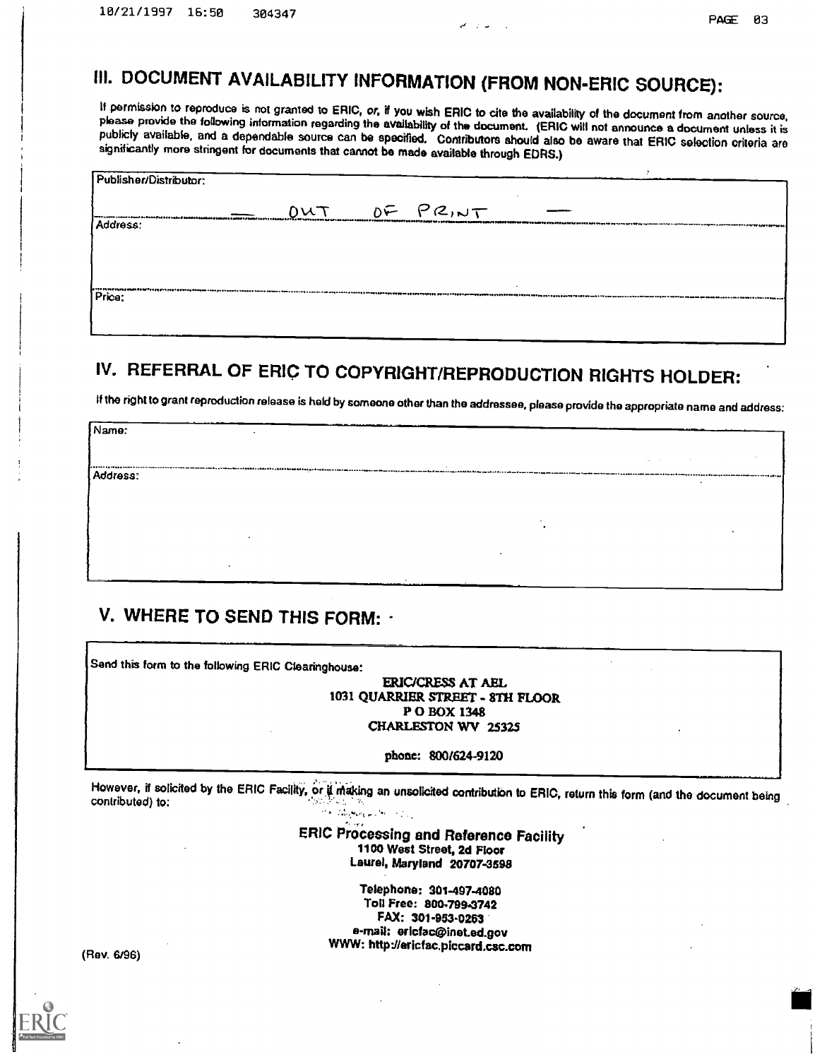## III. DOCUMENT AVAILABILITY INFORMATION (FROM NON-ERIC SOURCE):

If permission to reproduce is not granted to ERIC, *or*, if you wish ERIC to cite the availability of the document from another source, please provide the following information regarding the availability of the document. (ERIC will not announce a document unless it is publicly available, and a dependable source can be specified. Contributors should also be aware that ERIC selection criteria are significantly more stringent for documents that cannot be made available through EDRS.)

Publisher/Distributor: — OUT OF PRINT —

Address:

Price:

## IV. REFERRAL OF ERIC TO COPYRIGHT/REPRODUCTION RIGHTS HOLDER:

If the right to grant reproduction release is held by someone other than the addressee, please provide the appropriate name and address:

Name:

Address:

## V. WHERE TO SEND THIS FORM:

Send this form to the following ERIC Clearinghouse:

ERIC/CRESS AT AEL
1031 QUARRIER STREET - 8TH FLOOR
P O BOX 1348
CHARLESTON WV 25325

phone: 800/624-9120

However, if solicited by the ERIC Facility, or if making an unsolicited contribution to ERIC, return this form (and the document being contributed) to:

**ERIC Processing and Reference Facility**
1100 West Street, 2d Floor
Laurel, Maryland 20707-3598

Telephone: 301-497-4080
Toll Free: 800-799-3742
FAX: 301-953-0263
e-mail: ericfac@inet.ed.gov
WWW: http://ericfac.piccard.csc.com

(Rev. 6/96)